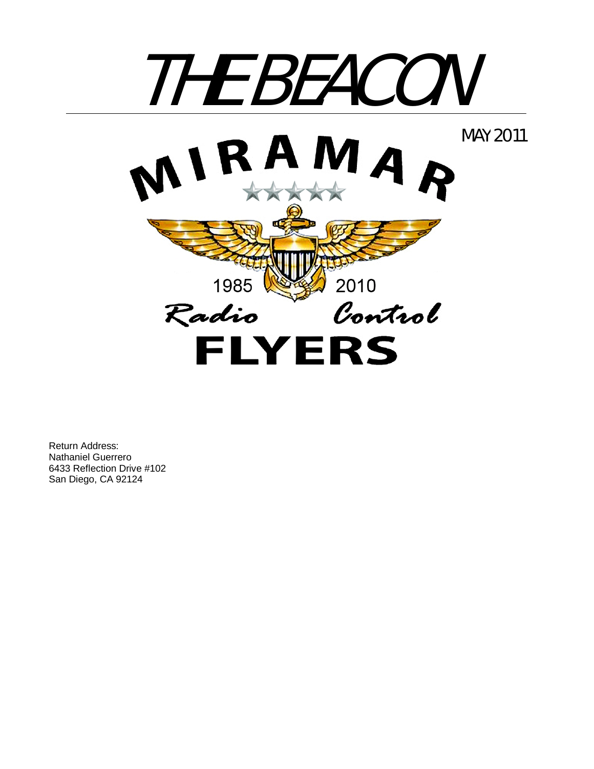# THE BEACON

MAY 2011

MIRAMAR

1985 2010

Radio Control

FLYERS

Return Address:
Nathaniel Guerrero
6433 Reflection Drive #102
San Diego, CA 92124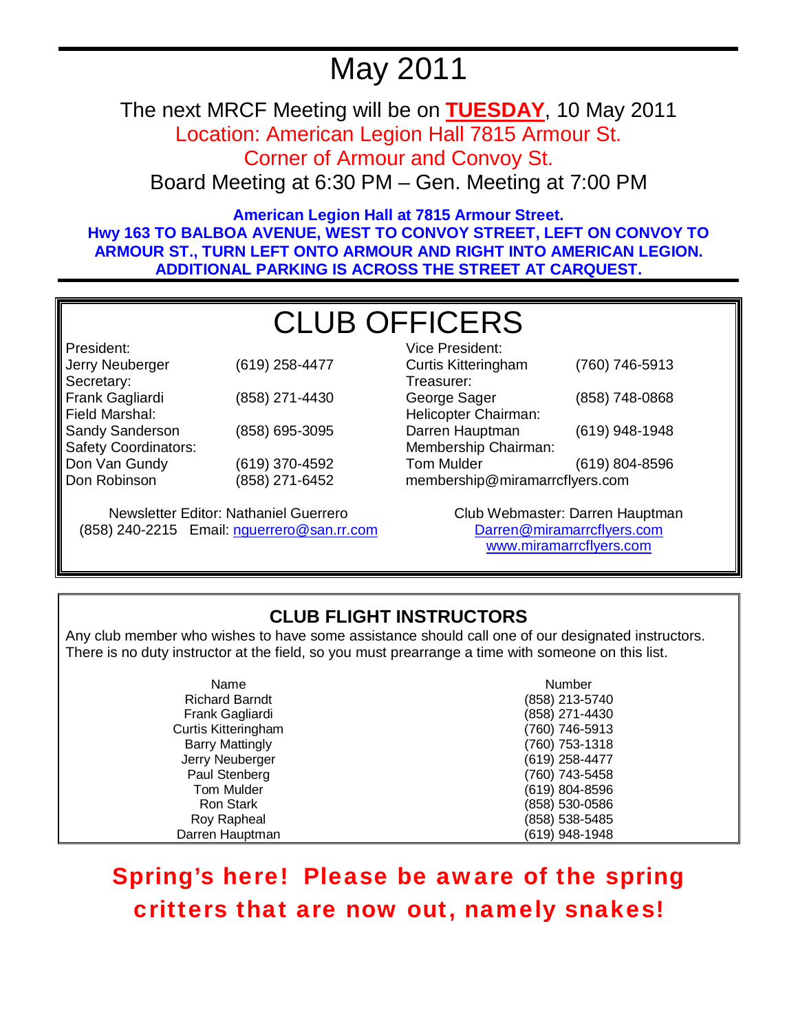# May 2011

## The next MRCF Meeting will be on **TUESDAY**, 10 May 2011

Location: American Legion Hall 7815 Armour St.
Corner of Armour and Convoy St.

Board Meeting at 6:30 PM – Gen. Meeting at 7:00 PM

**American Legion Hall at 7815 Armour Street.**
**Hwy 163 TO BALBOA AVENUE, WEST TO CONVOY STREET, LEFT ON CONVOY TO ARMOUR ST., TURN LEFT ONTO ARMOUR AND RIGHT INTO AMERICAN LEGION. ADDITIONAL PARKING IS ACROSS THE STREET AT CARQUEST.**

# CLUB OFFICERS

President:
Jerry Neuberger (619) 258-4477

Secretary:
Frank Gagliardi (858) 271-4430

Field Marshal:
Sandy Sanderson (858) 695-3095

Safety Coordinators:
Don Van Gundy (619) 370-4592
Don Robinson (858) 271-6452

Vice President:
Curtis Kitteringham (760) 746-5913

Treasurer:
George Sager (858) 748-0868

Helicopter Chairman:
Darren Hauptman (619) 948-1948

Membership Chairman:
Tom Mulder (619) 804-8596
membership@miramarrcflyers.com

Newsletter Editor: Nathaniel Guerrero
(858) 240-2215 Email: nguerrero@san.rr.com

Club Webmaster: Darren Hauptman
Darren@miramarrcflyers.com
www.miramarrcflyers.com

## CLUB FLIGHT INSTRUCTORS

Any club member who wishes to have some assistance should call one of our designated instructors. There is no duty instructor at the field, so you must prearrange a time with someone on this list.

| Name | Number |
| --- | --- |
| Richard Barndt | (858) 213-5740 |
| Frank Gagliardi | (858) 271-4430 |
| Curtis Kitteringham | (760) 746-5913 |
| Barry Mattingly | (760) 753-1318 |
| Jerry Neuberger | (619) 258-4477 |
| Paul Stenberg | (760) 743-5458 |
| Tom Mulder | (619) 804-8596 |
| Ron Stark | (858) 530-0586 |
| Roy Rapheal | (858) 538-5485 |
| Darren Hauptman | (619) 948-1948 |

**Spring's here! Please be aware of the spring critters that are now out, namely snakes!**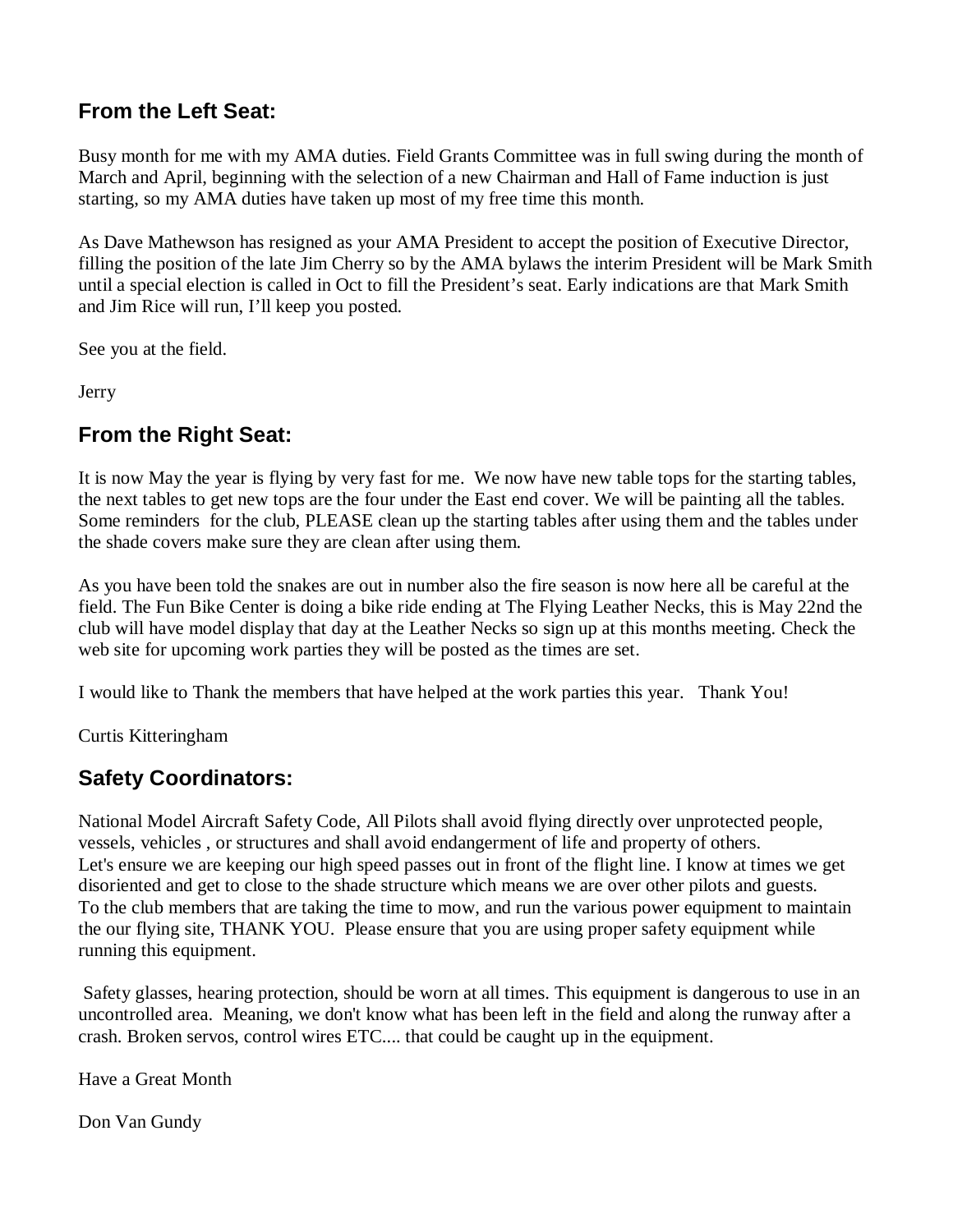## From the Left Seat:

Busy month for me with my AMA duties. Field Grants Committee was in full swing during the month of March and April, beginning with the selection of a new Chairman and Hall of Fame induction is just starting, so my AMA duties have taken up most of my free time this month.

As Dave Mathewson has resigned as your AMA President to accept the position of Executive Director, filling the position of the late Jim Cherry so by the AMA bylaws the interim President will be Mark Smith until a special election is called in Oct to fill the President's seat. Early indications are that Mark Smith and Jim Rice will run, I'll keep you posted.

See you at the field.

Jerry

## From the Right Seat:

It is now May the year is flying by very fast for me. We now have new table tops for the starting tables, the next tables to get new tops are the four under the East end cover. We will be painting all the tables. Some reminders for the club, PLEASE clean up the starting tables after using them and the tables under the shade covers make sure they are clean after using them.

As you have been told the snakes are out in number also the fire season is now here all be careful at the field. The Fun Bike Center is doing a bike ride ending at The Flying Leather Necks, this is May 22nd the club will have model display that day at the Leather Necks so sign up at this months meeting. Check the web site for upcoming work parties they will be posted as the times are set.

I would like to Thank the members that have helped at the work parties this year. Thank You!

Curtis Kitteringham

## Safety Coordinators:

National Model Aircraft Safety Code, All Pilots shall avoid flying directly over unprotected people, vessels, vehicles , or structures and shall avoid endangerment of life and property of others.
Let's ensure we are keeping our high speed passes out in front of the flight line. I know at times we get disoriented and get to close to the shade structure which means we are over other pilots and guests.
To the club members that are taking the time to mow, and run the various power equipment to maintain the our flying site, THANK YOU. Please ensure that you are using proper safety equipment while running this equipment.

Safety glasses, hearing protection, should be worn at all times. This equipment is dangerous to use in an uncontrolled area. Meaning, we don't know what has been left in the field and along the runway after a crash. Broken servos, control wires ETC.... that could be caught up in the equipment.

Have a Great Month

Don Van Gundy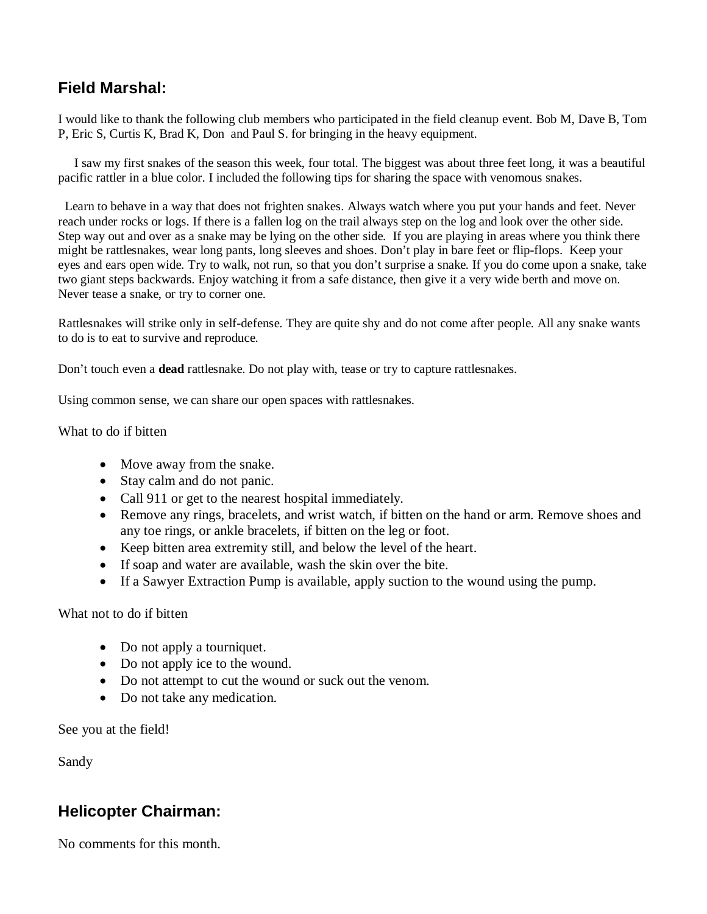## Field Marshal:

I would like to thank the following club members who participated in the field cleanup event. Bob M, Dave B, Tom P, Eric S, Curtis K, Brad K, Don and Paul S. for bringing in the heavy equipment.

I saw my first snakes of the season this week, four total. The biggest was about three feet long, it was a beautiful pacific rattler in a blue color. I included the following tips for sharing the space with venomous snakes.

Learn to behave in a way that does not frighten snakes. Always watch where you put your hands and feet. Never reach under rocks or logs. If there is a fallen log on the trail always step on the log and look over the other side. Step way out and over as a snake may be lying on the other side. If you are playing in areas where you think there might be rattlesnakes, wear long pants, long sleeves and shoes. Don't play in bare feet or flip-flops. Keep your eyes and ears open wide. Try to walk, not run, so that you don't surprise a snake. If you do come upon a snake, take two giant steps backwards. Enjoy watching it from a safe distance, then give it a very wide berth and move on. Never tease a snake, or try to corner one.

Rattlesnakes will strike only in self-defense. They are quite shy and do not come after people. All any snake wants to do is to eat to survive and reproduce.

Don't touch even a **dead** rattlesnake. Do not play with, tease or try to capture rattlesnakes.

Using common sense, we can share our open spaces with rattlesnakes.

What to do if bitten

- Move away from the snake.
- Stay calm and do not panic.
- Call 911 or get to the nearest hospital immediately.
- Remove any rings, bracelets, and wrist watch, if bitten on the hand or arm. Remove shoes and any toe rings, or ankle bracelets, if bitten on the leg or foot.
- Keep bitten area extremity still, and below the level of the heart.
- If soap and water are available, wash the skin over the bite.
- If a Sawyer Extraction Pump is available, apply suction to the wound using the pump.

What not to do if bitten

- Do not apply a tourniquet.
- Do not apply ice to the wound.
- Do not attempt to cut the wound or suck out the venom.
- Do not take any medication.

See you at the field!

Sandy

## Helicopter Chairman:

No comments for this month.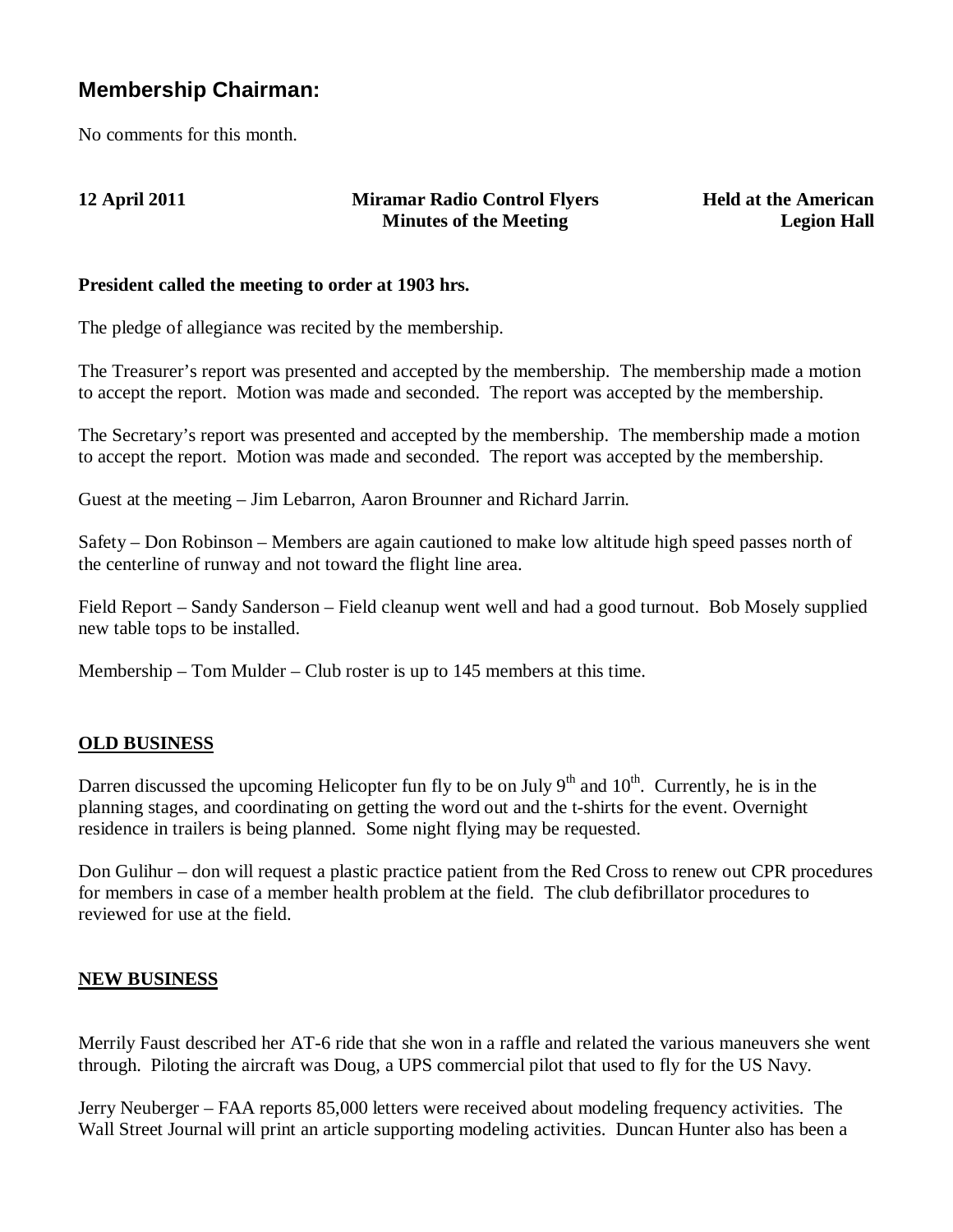## Membership Chairman:

No comments for this month.

**12 April 2011** | **Miramar Radio Control Flyers Minutes of the Meeting** | **Held at the American Legion Hall**

**President called the meeting to order at 1903 hrs.**

The pledge of allegiance was recited by the membership.

The Treasurer's report was presented and accepted by the membership. The membership made a motion to accept the report. Motion was made and seconded. The report was accepted by the membership.

The Secretary's report was presented and accepted by the membership. The membership made a motion to accept the report. Motion was made and seconded. The report was accepted by the membership.

Guest at the meeting – Jim Lebarron, Aaron Brounner and Richard Jarrin.

Safety – Don Robinson – Members are again cautioned to make low altitude high speed passes north of the centerline of runway and not toward the flight line area.

Field Report – Sandy Sanderson – Field cleanup went well and had a good turnout. Bob Mosely supplied new table tops to be installed.

Membership – Tom Mulder – Club roster is up to 145 members at this time.

### OLD BUSINESS

Darren discussed the upcoming Helicopter fun fly to be on July 9th and 10th. Currently, he is in the planning stages, and coordinating on getting the word out and the t-shirts for the event. Overnight residence in trailers is being planned. Some night flying may be requested.

Don Gulihur – don will request a plastic practice patient from the Red Cross to renew out CPR procedures for members in case of a member health problem at the field. The club defibrillator procedures to reviewed for use at the field.

### NEW BUSINESS

Merrily Faust described her AT-6 ride that she won in a raffle and related the various maneuvers she went through. Piloting the aircraft was Doug, a UPS commercial pilot that used to fly for the US Navy.

Jerry Neuberger – FAA reports 85,000 letters were received about modeling frequency activities. The Wall Street Journal will print an article supporting modeling activities. Duncan Hunter also has been a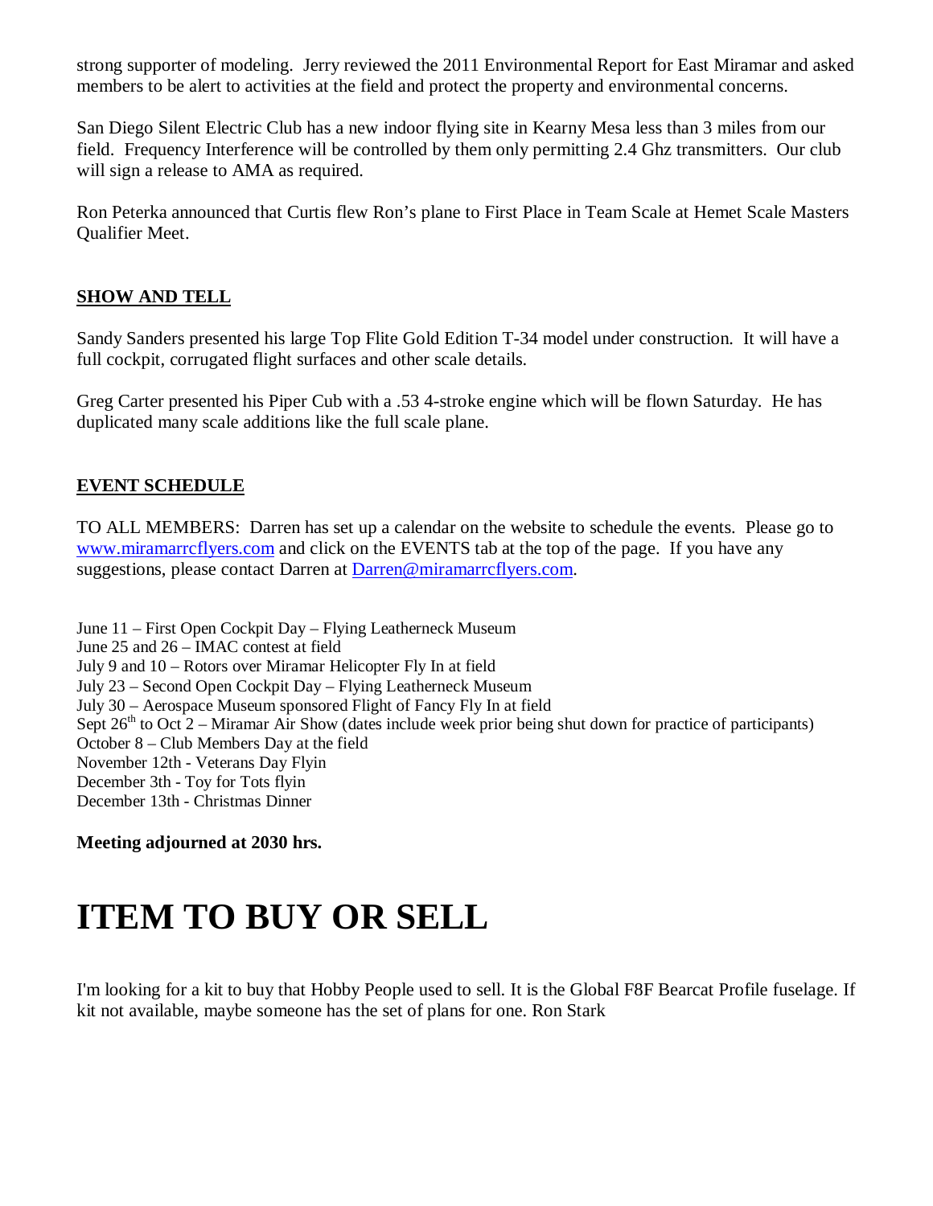strong supporter of modeling. Jerry reviewed the 2011 Environmental Report for East Miramar and asked members to be alert to activities at the field and protect the property and environmental concerns.

San Diego Silent Electric Club has a new indoor flying site in Kearny Mesa less than 3 miles from our field. Frequency Interference will be controlled by them only permitting 2.4 Ghz transmitters. Our club will sign a release to AMA as required.

Ron Peterka announced that Curtis flew Ron's plane to First Place in Team Scale at Hemet Scale Masters Qualifier Meet.

## SHOW AND TELL

Sandy Sanders presented his large Top Flite Gold Edition T-34 model under construction. It will have a full cockpit, corrugated flight surfaces and other scale details.

Greg Carter presented his Piper Cub with a .53 4-stroke engine which will be flown Saturday. He has duplicated many scale additions like the full scale plane.

## EVENT SCHEDULE

TO ALL MEMBERS: Darren has set up a calendar on the website to schedule the events. Please go to [www.miramarrcflyers.com](http://www.miramarrcflyers.com) and click on the EVENTS tab at the top of the page. If you have any suggestions, please contact Darren at [Darren@miramarrcflyers.com](mailto:Darren@miramarrcflyers.com).

June 11 – First Open Cockpit Day – Flying Leatherneck Museum
June 25 and 26 – IMAC contest at field
July 9 and 10 – Rotors over Miramar Helicopter Fly In at field
July 23 – Second Open Cockpit Day – Flying Leatherneck Museum
July 30 – Aerospace Museum sponsored Flight of Fancy Fly In at field
Sept 26th to Oct 2 – Miramar Air Show (dates include week prior being shut down for practice of participants)
October 8 – Club Members Day at the field
November 12th - Veterans Day Flyin
December 3th - Toy for Tots flyin
December 13th - Christmas Dinner

**Meeting adjourned at 2030 hrs.**

# ITEM TO BUY OR SELL

I'm looking for a kit to buy that Hobby People used to sell. It is the Global F8F Bearcat Profile fuselage. If kit not available, maybe someone has the set of plans for one. Ron Stark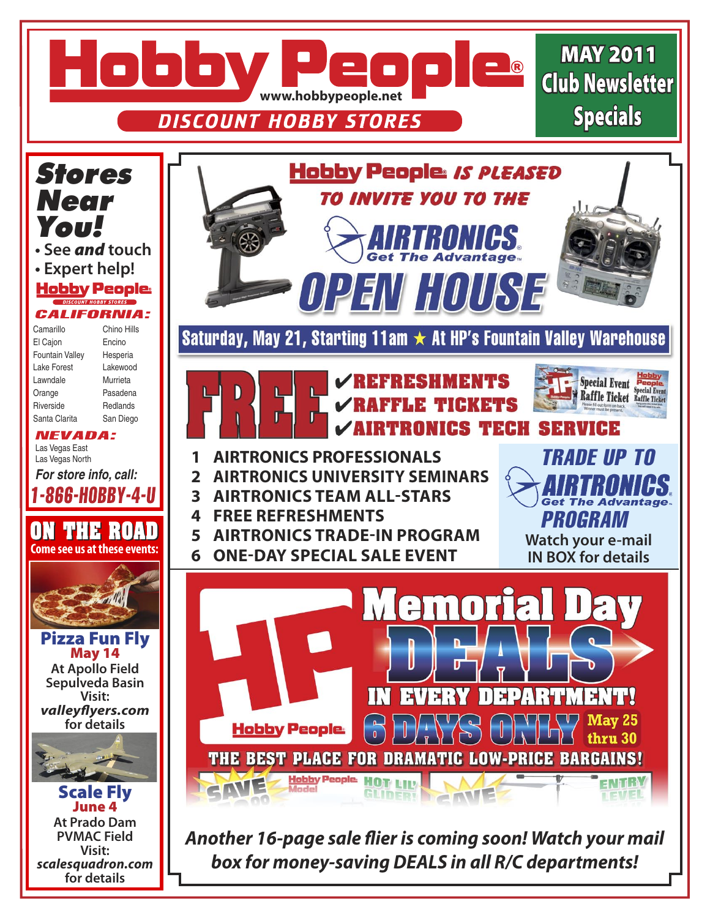# Hobby People®

www.hobbypeople.net

DISCOUNT HOBBY STORES

**MAY 2011 Club Newsletter Specials**

## Stores Near You!

- See *and* touch
- Expert help!

Hobby People® DISCOUNT HOBBY STORES

### CALIFORNIA:

| | |
|---|---|
| Camarillo | Chino Hills |
| El Cajon | Encino |
| Fountain Valley | Hesperia |
| Lake Forest | Lakewood |
| Lawndale | Murrieta |
| Orange | Pasadena |
| Riverside | Redlands |
| Santa Clarita | San Diego |

### NEVADA:

Las Vegas East
Las Vegas North

*For store info, call:*

**1-866-HOBBY-4-U**

## ON THE ROAD

Come see us at these events:

**Pizza Fun Fly**
**May 14**
At Apollo Field
Sepulveda Basin
Visit:
*valleyflyers.com*
for details

**Scale Fly**
**June 4**
At Prado Dam
PVMAC Field
Visit:
*scalesquadron.com*
for details

## Hobby People® *IS PLEASED TO INVITE YOU TO THE* AIRTRONICS® Get The Advantage™ OPEN HOUSE

**Saturday, May 21, Starting 11am ★ At HP's Fountain Valley Warehouse**

**FREE**
- ✔REFRESHMENTS
- ✔RAFFLE TICKETS
- ✔AIRTRONICS TECH SERVICE

Special Event Raffle Ticket

1. AIRTRONICS PROFESSIONALS
2. AIRTRONICS UNIVERSITY SEMINARS
3. AIRTRONICS TEAM ALL-STARS
4. FREE REFRESHMENTS
5. AIRTRONICS TRADE-IN PROGRAM
6. ONE-DAY SPECIAL SALE EVENT

**TRADE UP TO AIRTRONICS® Get The Advantage™ PROGRAM**

Watch your e-mail IN BOX for details

## Memorial Day DEALS

**IN EVERY DEPARTMENT!**

Hobby People

**6 DAYS ONLY** May 25 thru 30

**THE BEST PLACE FOR DRAMATIC LOW-PRICE BARGAINS!**

SAVE · Hobby People Model HOT LIL' GLIDER! · SAVE · ENTRY LEVEL

*Another 16-page sale flier is coming soon! Watch your mail box for money-saving DEALS in all R/C departments!*